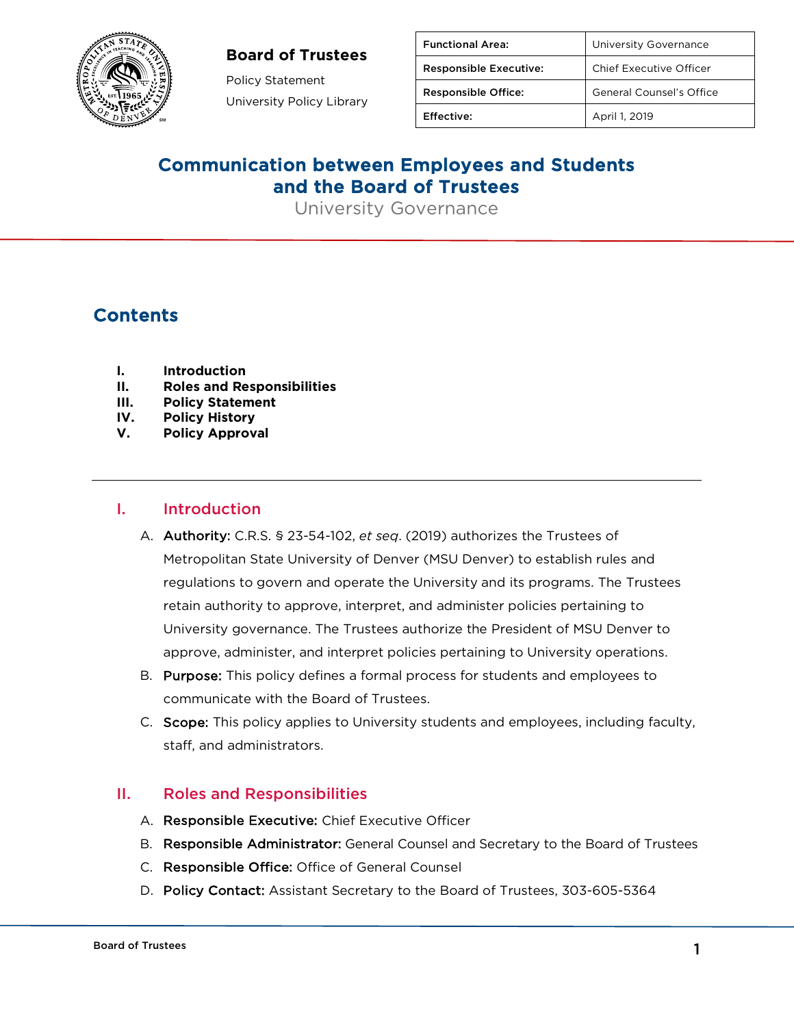**Board of Trustees**

Policy Statement

University Policy Library

| Functional Area: | University Governance |
| --- | --- |
| Responsible Executive: | Chief Executive Officer |
| Responsible Office: | General Counsel's Office |
| Effective: | April 1, 2019 |

# Communication between Employees and Students and the Board of Trustees

University Governance

## Contents

- I. Introduction
- II. Roles and Responsibilities
- III. Policy Statement
- IV. Policy History
- V. Policy Approval

---

## I. Introduction

A. **Authority:** C.R.S. § 23-54-102, *et seq*. (2019) authorizes the Trustees of Metropolitan State University of Denver (MSU Denver) to establish rules and regulations to govern and operate the University and its programs. The Trustees retain authority to approve, interpret, and administer policies pertaining to University governance. The Trustees authorize the President of MSU Denver to approve, administer, and interpret policies pertaining to University operations.

B. **Purpose:** This policy defines a formal process for students and employees to communicate with the Board of Trustees.

C. **Scope:** This policy applies to University students and employees, including faculty, staff, and administrators.

## II. Roles and Responsibilities

A. **Responsible Executive:** Chief Executive Officer

B. **Responsible Administrator:** General Counsel and Secretary to the Board of Trustees

C. **Responsible Office:** Office of General Counsel

D. **Policy Contact:** Assistant Secretary to the Board of Trustees, 303-605-5364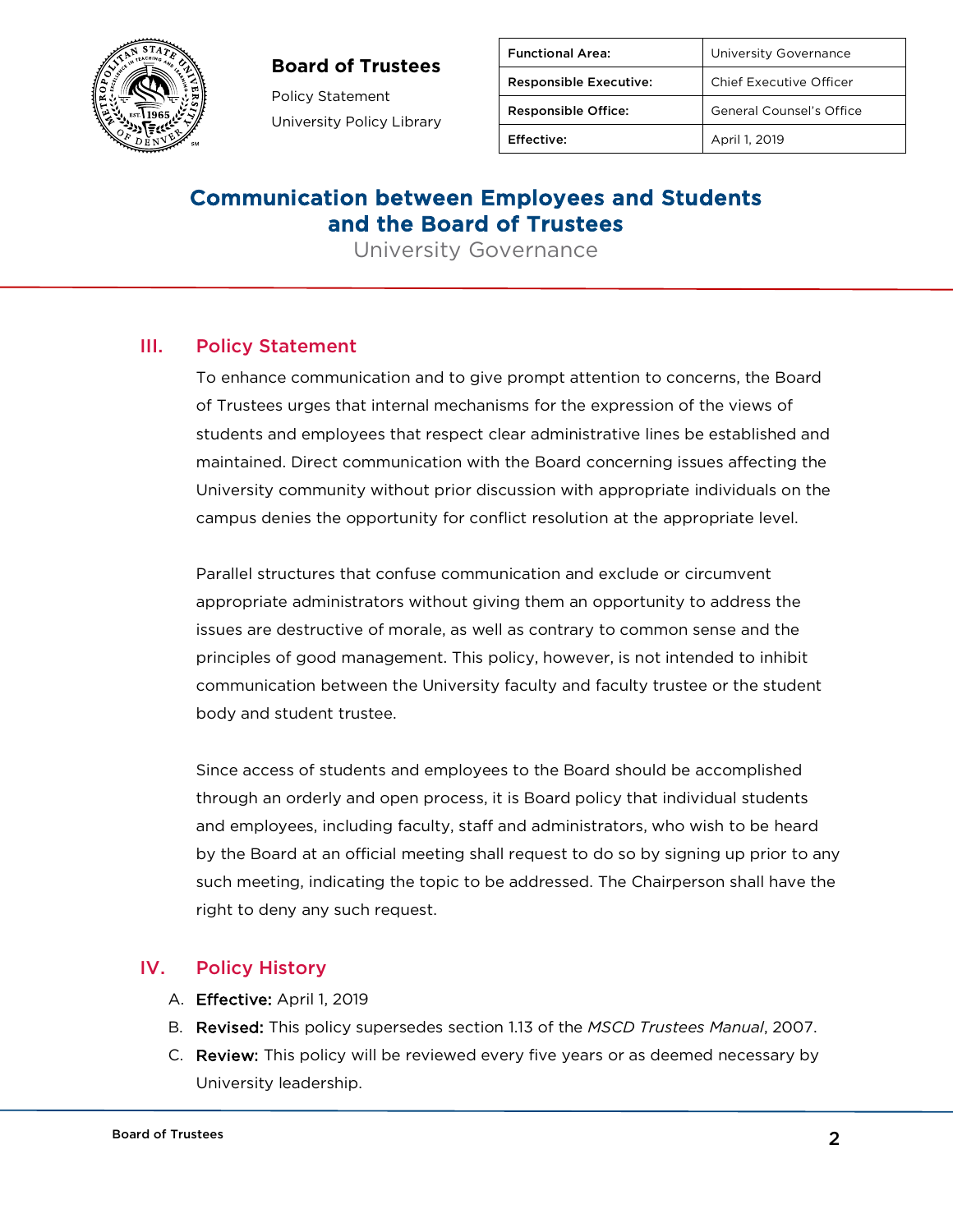**Board of Trustees**

Policy Statement

University Policy Library

| Functional Area: | University Governance |
| --- | --- |
| Responsible Executive: | Chief Executive Officer |
| Responsible Office: | General Counsel's Office |
| Effective: | April 1, 2019 |

# Communication between Employees and Students and the Board of Trustees

University Governance

## III. Policy Statement

To enhance communication and to give prompt attention to concerns, the Board of Trustees urges that internal mechanisms for the expression of the views of students and employees that respect clear administrative lines be established and maintained. Direct communication with the Board concerning issues affecting the University community without prior discussion with appropriate individuals on the campus denies the opportunity for conflict resolution at the appropriate level.

Parallel structures that confuse communication and exclude or circumvent appropriate administrators without giving them an opportunity to address the issues are destructive of morale, as well as contrary to common sense and the principles of good management. This policy, however, is not intended to inhibit communication between the University faculty and faculty trustee or the student body and student trustee.

Since access of students and employees to the Board should be accomplished through an orderly and open process, it is Board policy that individual students and employees, including faculty, staff and administrators, who wish to be heard by the Board at an official meeting shall request to do so by signing up prior to any such meeting, indicating the topic to be addressed. The Chairperson shall have the right to deny any such request.

## IV. Policy History

A. **Effective:** April 1, 2019

B. **Revised:** This policy supersedes section 1.13 of the *MSCD Trustees Manual*, 2007.

C. **Review:** This policy will be reviewed every five years or as deemed necessary by University leadership.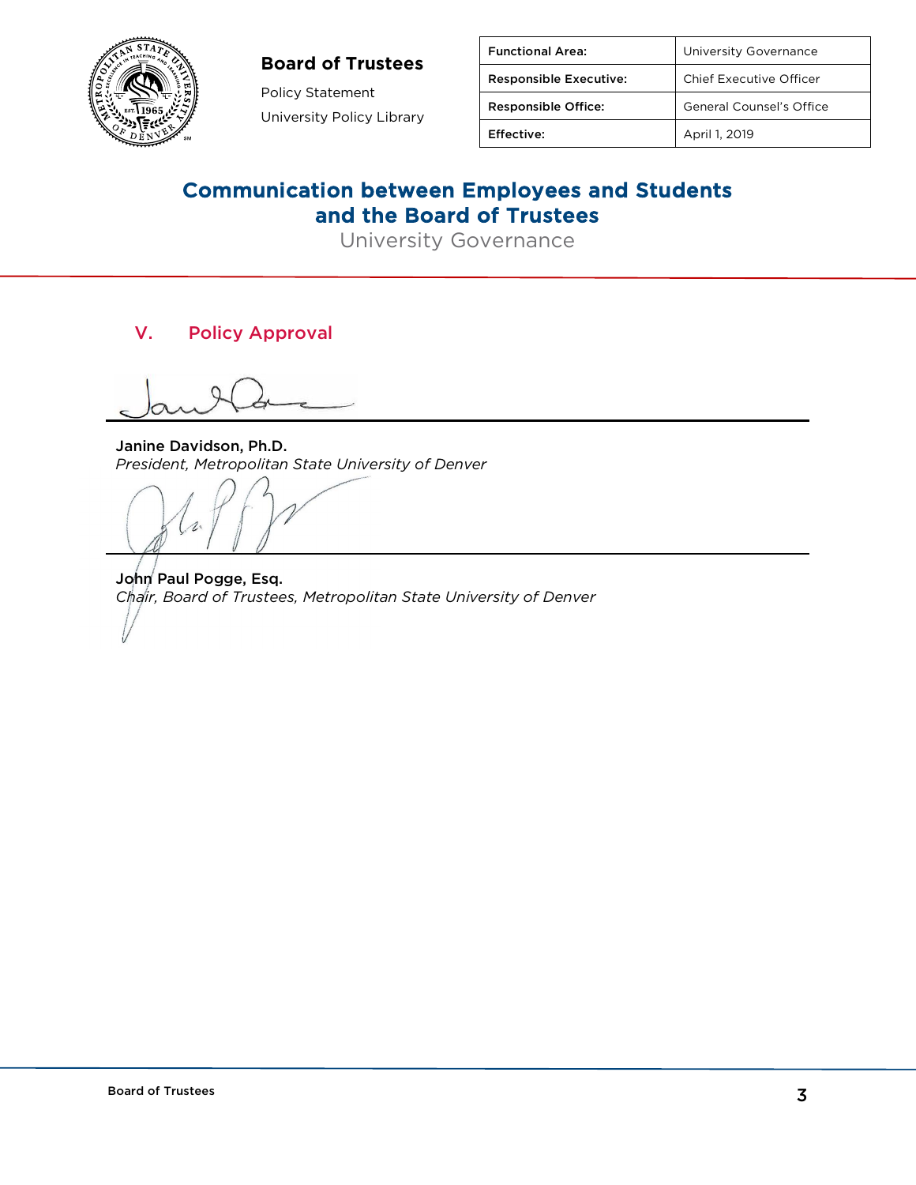## V. Policy Approval

**Janine Davidson, Ph.D.**
*President, Metropolitan State University of Denver*

**John Paul Pogge, Esq.**
*Chair, Board of Trustees, Metropolitan State University of Denver*